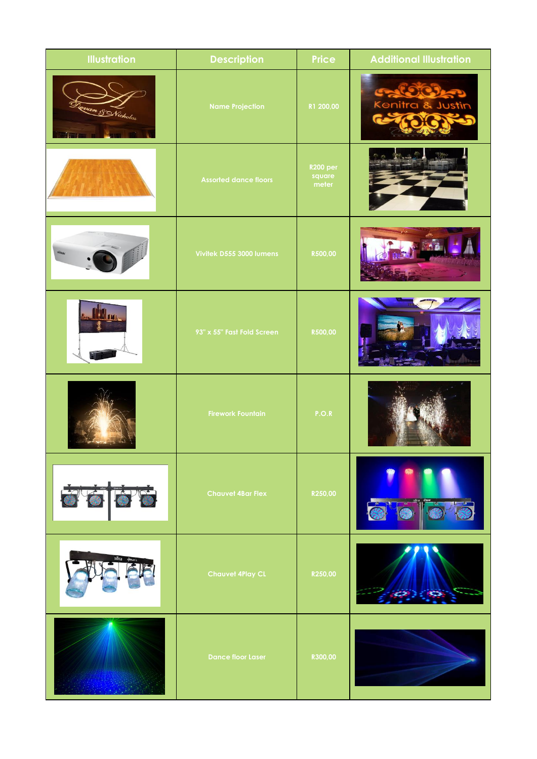| Illustration | Description | Price | Additional Illustration |
|---|---|---|---|
| | Name Projection | R1 200,00 | |
| | Assorted dance floors | R200 per square meter | |
| | Vivitek D555 3000 lumens | R500,00 | |
| | 93" x 55" Fast Fold Screen | R500,00 | |
| | Firework Fountain | P.O.R | |
| | Chauvet 4Bar Flex | R250,00 | |
| | Chauvet 4Play CL | R250,00 | |
| | Dance floor Laser | R300,00 | |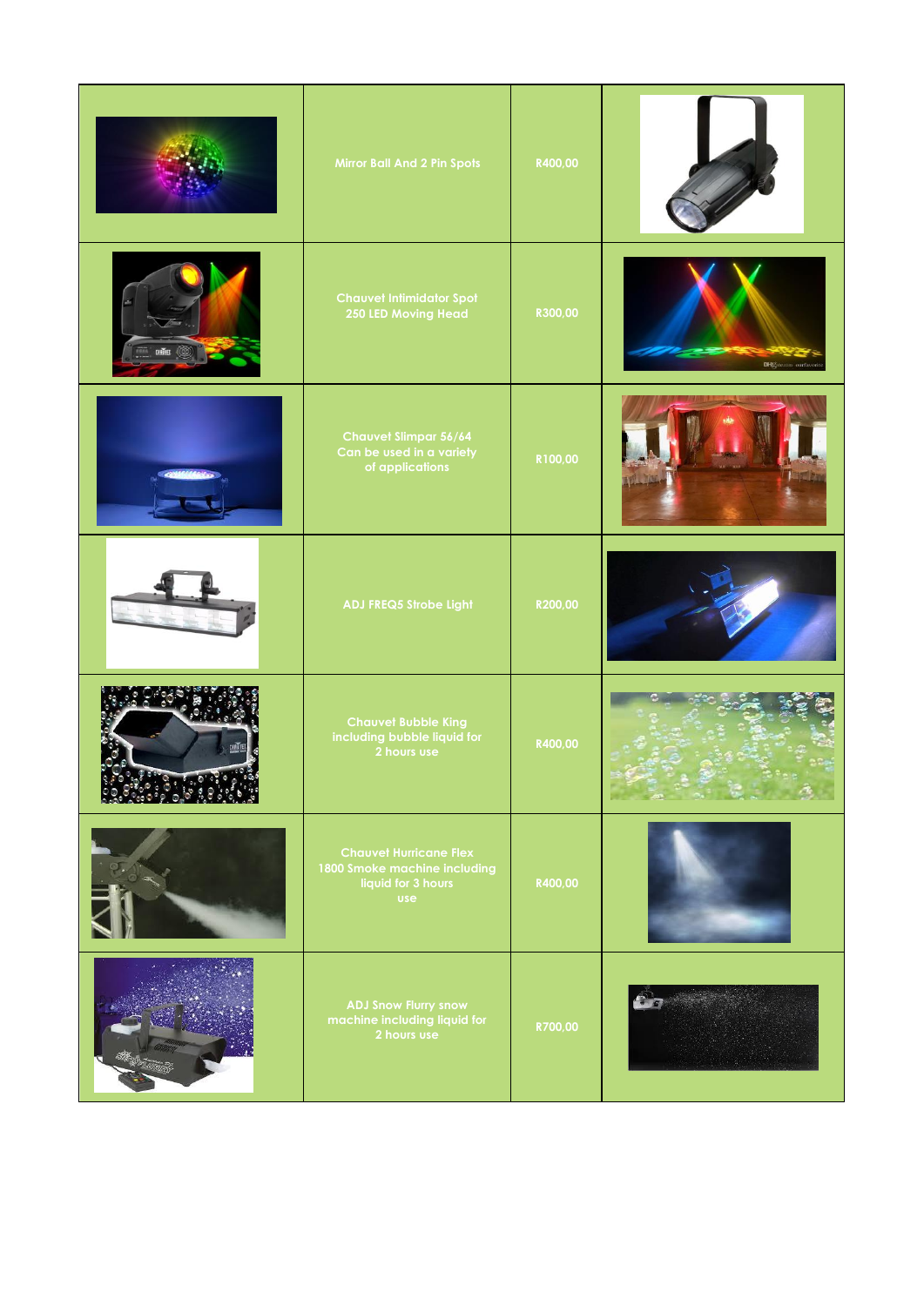|  | Mirror Ball And 2 Pin Spots | R400,00 |  |
|---|---|---|---|
|  | Chauvet Intimidator Spot 250 LED Moving Head | R300,00 |  |
|  | Chauvet Slimpar 56/64 Can be used in a variety of applications | R100,00 |  |
|  | ADJ FREQ5 Strobe Light | R200,00 |  |
|  | Chauvet Bubble King including bubble liquid for 2 hours use | R400,00 |  |
|  | Chauvet Hurricane Flex 1800 Smoke machine including liquid for 3 hours use | R400,00 |  |
|  | ADJ Snow Flurry snow machine including liquid for 2 hours use | R700,00 |  |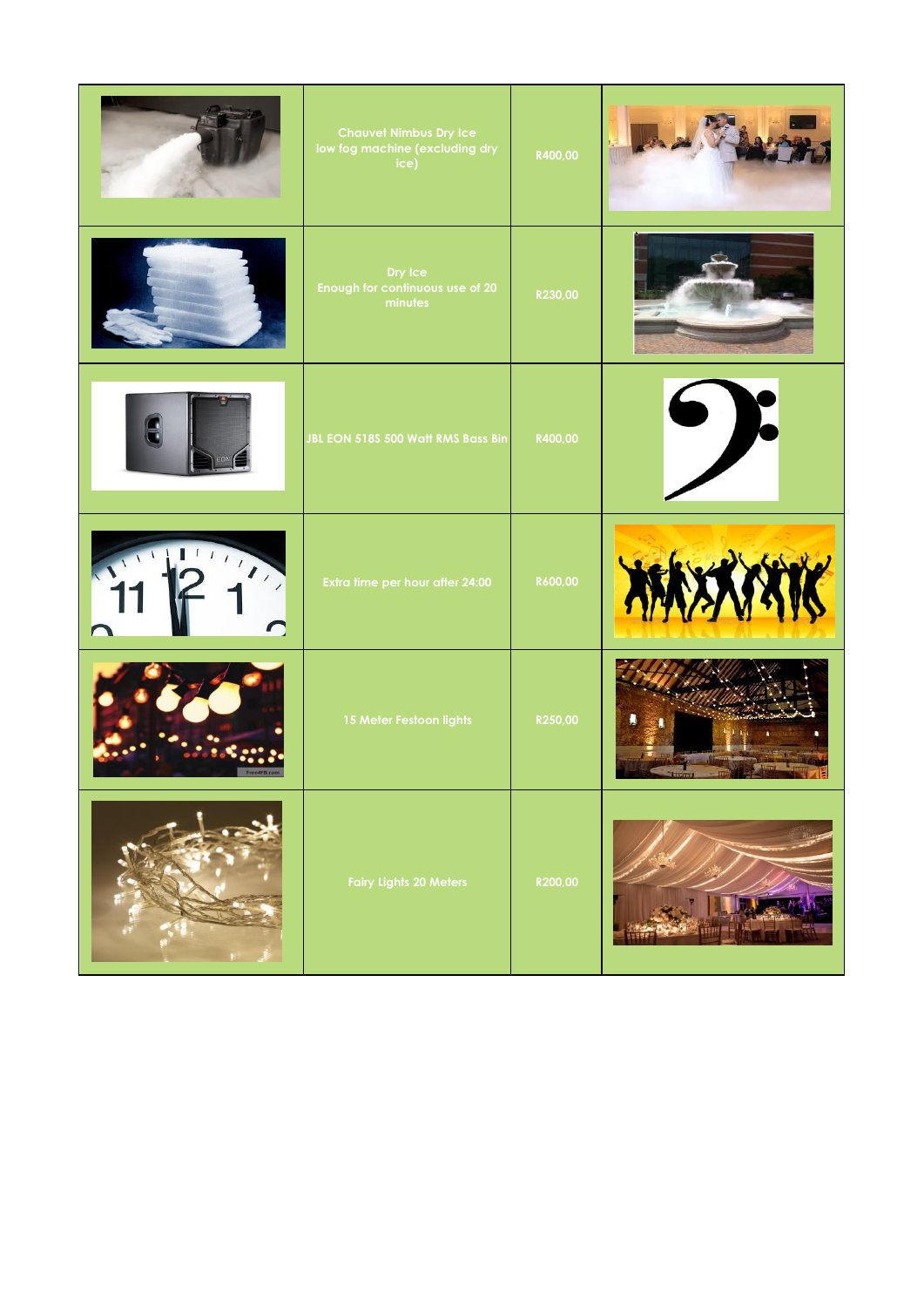| | | | |
|---|---|---|---|
| | Chauvet Nimbus Dry Ice low fog machine (excluding dry ice) | R400,00 | |
| | Dry Ice Enough for continuous use of 20 minutes | R230,00 | |
| | JBL EON 518S 500 Watt RMS Bass Bin | R400,00 | |
| | Extra time per hour after 24:00 | R600,00 | |
| | 15 Meter Festoon lights | R250,00 | |
| | Fairy Lights 20 Meters | R200,00 | |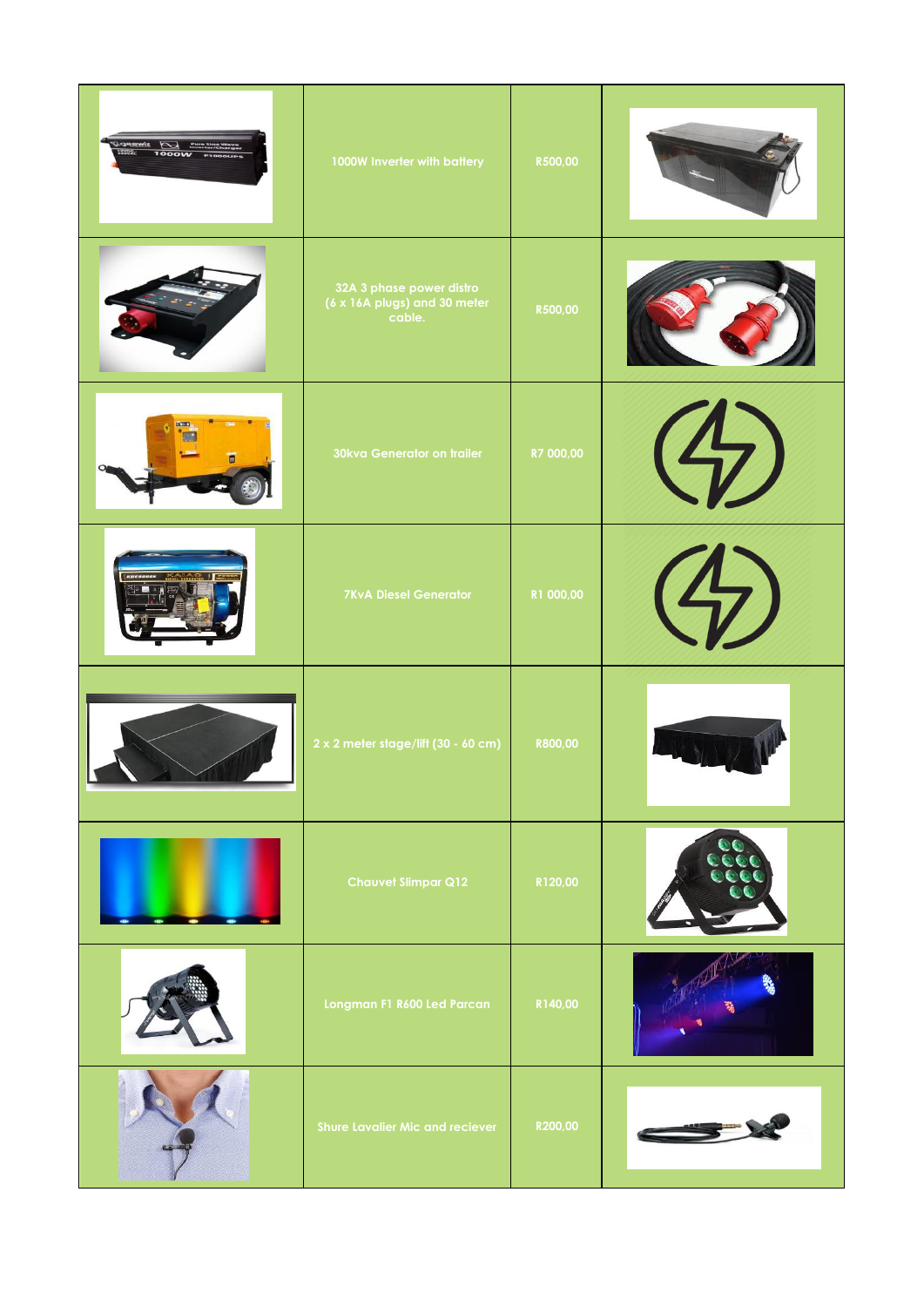| | | | |
|---|---|---|---|
| | 1000W Inverter with battery | R500,00 | |
| | 32A 3 phase power distro (6 x 16A plugs) and 30 meter cable. | R500,00 | |
| | 30kva Generator on trailer | R7 000,00 | |
| | 7KvA Diesel Generator | R1 000,00 | |
| | 2 x 2 meter stage/lift (30 - 60 cm) | R800,00 | |
| | Chauvet Slimpar Q12 | R120,00 | |
| | Longman F1 R600 Led Parcan | R140,00 | |
| | Shure Lavalier Mic and reciever | R200,00 | |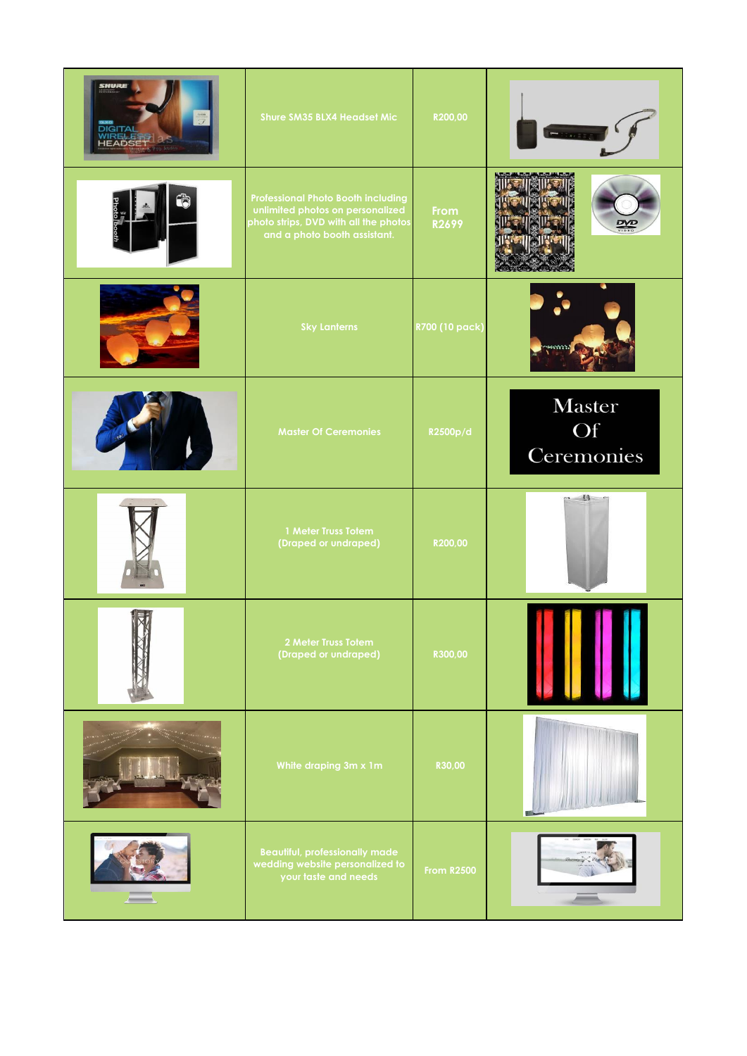| | | | |
|---|---|---|---|
| | Shure SM35 BLX4 Headset Mic | R200,00 | |
| | Professional Photo Booth including unlimited photos on personalized photo strips, DVD with all the photos and a photo booth assistant. | From R2699 | |
| | Sky Lanterns | R700 (10 pack) | |
| | Master Of Ceremonies | R2500p/d | Master Of Ceremonies |
| | 1 Meter Truss Totem (Draped or undraped) | R200,00 | |
| | 2 Meter Truss Totem (Draped or undraped) | R300,00 | |
| | White draping 3m x 1m | R30,00 | |
| | Beautiful, professionally made wedding website personalized to your taste and needs | From R2500 | |